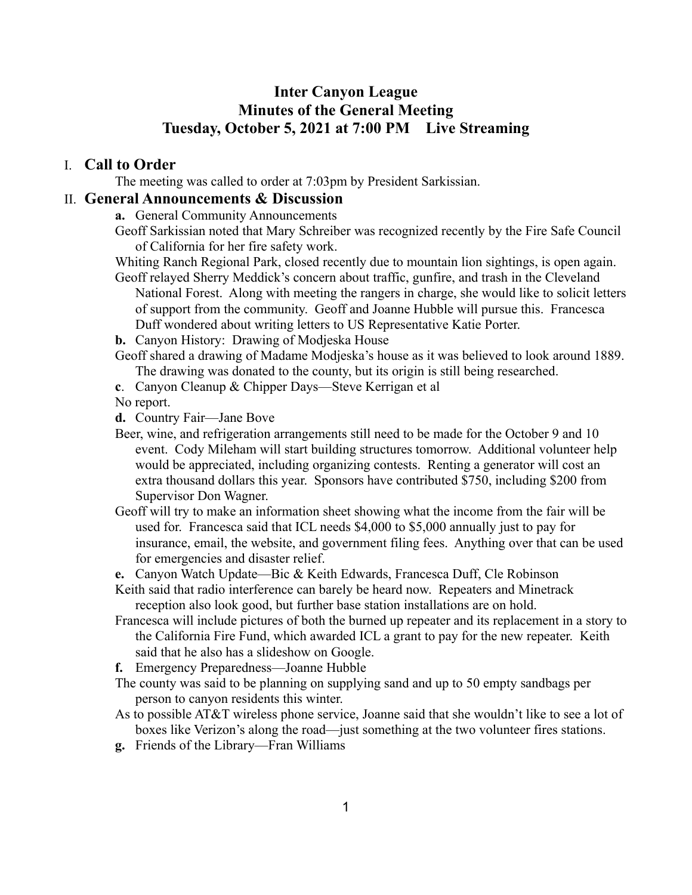# Inter Canyon League
# Minutes of the General Meeting
# Tuesday, October 5, 2021 at 7:00 PM Live Streaming

## I. Call to Order

The meeting was called to order at 7:03pm by President Sarkissian.

## II. General Announcements & Discussion

**a.** General Community Announcements

Geoff Sarkissian noted that Mary Schreiber was recognized recently by the Fire Safe Council of California for her fire safety work.

Whiting Ranch Regional Park, closed recently due to mountain lion sightings, is open again.

Geoff relayed Sherry Meddick's concern about traffic, gunfire, and trash in the Cleveland National Forest. Along with meeting the rangers in charge, she would like to solicit letters of support from the community. Geoff and Joanne Hubble will pursue this. Francesca Duff wondered about writing letters to US Representative Katie Porter.

**b.** Canyon History: Drawing of Modjeska House

Geoff shared a drawing of Madame Modjeska's house as it was believed to look around 1889. The drawing was donated to the county, but its origin is still being researched.

**c**. Canyon Cleanup & Chipper Days—Steve Kerrigan et al

No report.

**d.** Country Fair—Jane Bove

Beer, wine, and refrigeration arrangements still need to be made for the October 9 and 10 event. Cody Mileham will start building structures tomorrow. Additional volunteer help would be appreciated, including organizing contests. Renting a generator will cost an extra thousand dollars this year. Sponsors have contributed $750, including $200 from Supervisor Don Wagner.

Geoff will try to make an information sheet showing what the income from the fair will be used for. Francesca said that ICL needs $4,000 to $5,000 annually just to pay for insurance, email, the website, and government filing fees. Anything over that can be used for emergencies and disaster relief.

**e.** Canyon Watch Update—Bic & Keith Edwards, Francesca Duff, Cle Robinson

Keith said that radio interference can barely be heard now. Repeaters and Minetrack reception also look good, but further base station installations are on hold.

Francesca will include pictures of both the burned up repeater and its replacement in a story to the California Fire Fund, which awarded ICL a grant to pay for the new repeater. Keith said that he also has a slideshow on Google.

**f.** Emergency Preparedness—Joanne Hubble

The county was said to be planning on supplying sand and up to 50 empty sandbags per person to canyon residents this winter.

As to possible AT&T wireless phone service, Joanne said that she wouldn't like to see a lot of boxes like Verizon's along the road—just something at the two volunteer fires stations.

**g.** Friends of the Library—Fran Williams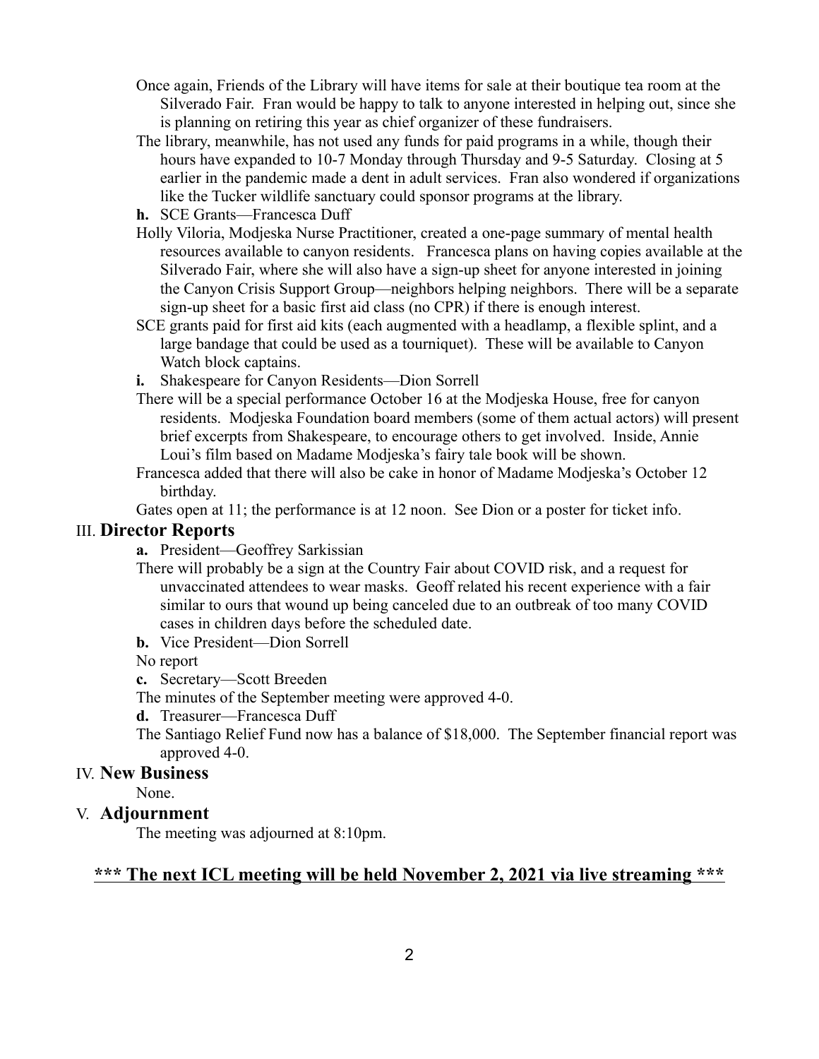Once again, Friends of the Library will have items for sale at their boutique tea room at the Silverado Fair. Fran would be happy to talk to anyone interested in helping out, since she is planning on retiring this year as chief organizer of these fundraisers.

The library, meanwhile, has not used any funds for paid programs in a while, though their hours have expanded to 10-7 Monday through Thursday and 9-5 Saturday. Closing at 5 earlier in the pandemic made a dent in adult services. Fran also wondered if organizations like the Tucker wildlife sanctuary could sponsor programs at the library.

**h.** SCE Grants—Francesca Duff

Holly Viloria, Modjeska Nurse Practitioner, created a one-page summary of mental health resources available to canyon residents. Francesca plans on having copies available at the Silverado Fair, where she will also have a sign-up sheet for anyone interested in joining the Canyon Crisis Support Group—neighbors helping neighbors. There will be a separate sign-up sheet for a basic first aid class (no CPR) if there is enough interest.

SCE grants paid for first aid kits (each augmented with a headlamp, a flexible splint, and a large bandage that could be used as a tourniquet). These will be available to Canyon Watch block captains.

**i.** Shakespeare for Canyon Residents—Dion Sorrell

There will be a special performance October 16 at the Modjeska House, free for canyon residents. Modjeska Foundation board members (some of them actual actors) will present brief excerpts from Shakespeare, to encourage others to get involved. Inside, Annie Loui's film based on Madame Modjeska's fairy tale book will be shown.

Francesca added that there will also be cake in honor of Madame Modjeska's October 12 birthday.

Gates open at 11; the performance is at 12 noon. See Dion or a poster for ticket info.

## III. Director Reports

**a.** President—Geoffrey Sarkissian

There will probably be a sign at the Country Fair about COVID risk, and a request for unvaccinated attendees to wear masks. Geoff related his recent experience with a fair similar to ours that wound up being canceled due to an outbreak of too many COVID cases in children days before the scheduled date.

**b.** Vice President—Dion Sorrell

No report

**c.** Secretary—Scott Breeden

The minutes of the September meeting were approved 4-0.

**d.** Treasurer—Francesca Duff

The Santiago Relief Fund now has a balance of $18,000. The September financial report was approved 4-0.

## IV. New Business

None.

## V. Adjournment

The meeting was adjourned at 8:10pm.

**\*\*\* The next ICL meeting will be held November 2, 2021 via live streaming \*\*\***